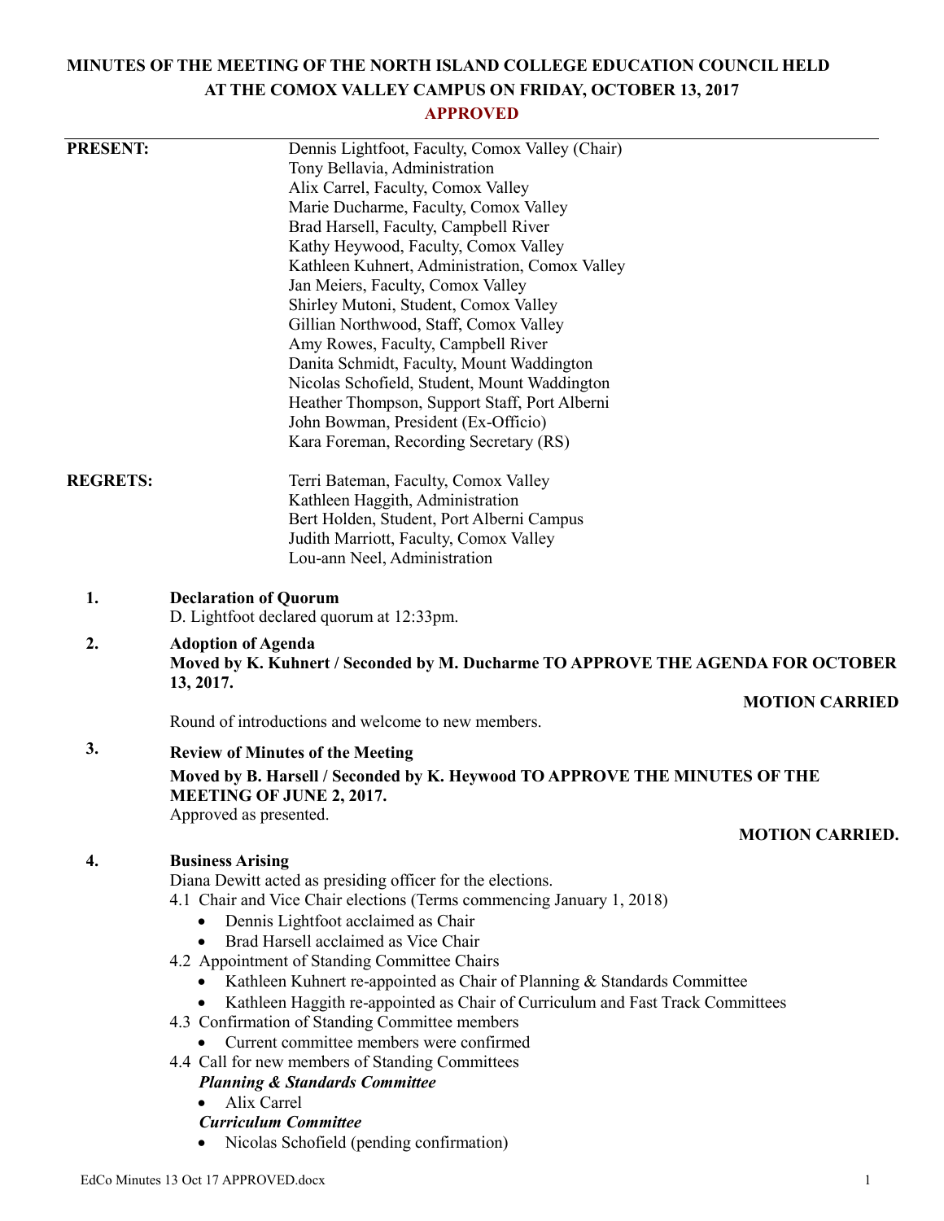# MINUTES OF THE MEETING OF THE NORTH ISLAND COLLEGE EDUCATION COUNCIL HELD AT THE COMOX VALLEY CAMPUS ON FRIDAY, OCTOBER 13, 2017

**APPROVED**

**PRESENT:**

Dennis Lightfoot, Faculty, Comox Valley (Chair)
Tony Bellavia, Administration
Alix Carrel, Faculty, Comox Valley
Marie Ducharme, Faculty, Comox Valley
Brad Harsell, Faculty, Campbell River
Kathy Heywood, Faculty, Comox Valley
Kathleen Kuhnert, Administration, Comox Valley
Jan Meiers, Faculty, Comox Valley
Shirley Mutoni, Student, Comox Valley
Gillian Northwood, Staff, Comox Valley
Amy Rowes, Faculty, Campbell River
Danita Schmidt, Faculty, Mount Waddington
Nicolas Schofield, Student, Mount Waddington
Heather Thompson, Support Staff, Port Alberni
John Bowman, President (Ex-Officio)
Kara Foreman, Recording Secretary (RS)

**REGRETS:**

Terri Bateman, Faculty, Comox Valley
Kathleen Haggith, Administration
Bert Holden, Student, Port Alberni Campus
Judith Marriott, Faculty, Comox Valley
Lou-ann Neel, Administration

**1. Declaration of Quorum**

D. Lightfoot declared quorum at 12:33pm.

**2. Adoption of Agenda**

**Moved by K. Kuhnert / Seconded by M. Ducharme TO APPROVE THE AGENDA FOR OCTOBER 13, 2017.**

**MOTION CARRIED**

Round of introductions and welcome to new members.

**3. Review of Minutes of the Meeting**

**Moved by B. Harsell / Seconded by K. Heywood TO APPROVE THE MINUTES OF THE MEETING OF JUNE 2, 2017.**

Approved as presented.

**MOTION CARRIED.**

**4. Business Arising**

Diana Dewitt acted as presiding officer for the elections.

4.1 Chair and Vice Chair elections (Terms commencing January 1, 2018)
- Dennis Lightfoot acclaimed as Chair
- Brad Harsell acclaimed as Vice Chair

4.2 Appointment of Standing Committee Chairs
- Kathleen Kuhnert re-appointed as Chair of Planning & Standards Committee
- Kathleen Haggith re-appointed as Chair of Curriculum and Fast Track Committees

4.3 Confirmation of Standing Committee members
- Current committee members were confirmed

4.4 Call for new members of Standing Committees

***Planning & Standards Committee***
- Alix Carrel

***Curriculum Committee***
- Nicolas Schofield (pending confirmation)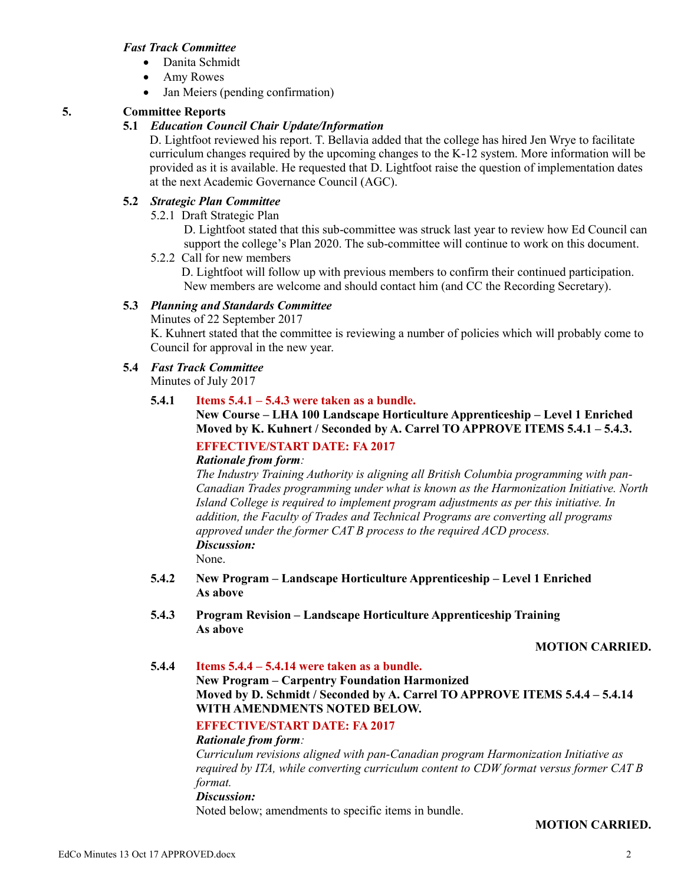***Fast Track Committee***

- Danita Schmidt
- Amy Rowes
- Jan Meiers (pending confirmation)

## 5. Committee Reports

### 5.1 *Education Council Chair Update/Information*

D. Lightfoot reviewed his report. T. Bellavia added that the college has hired Jen Wrye to facilitate curriculum changes required by the upcoming changes to the K-12 system. More information will be provided as it is available. He requested that D. Lightfoot raise the question of implementation dates at the next Academic Governance Council (AGC).

### 5.2 *Strategic Plan Committee*

5.2.1 Draft Strategic Plan

D. Lightfoot stated that this sub-committee was struck last year to review how Ed Council can support the college's Plan 2020. The sub-committee will continue to work on this document.

5.2.2 Call for new members

D. Lightfoot will follow up with previous members to confirm their continued participation. New members are welcome and should contact him (and CC the Recording Secretary).

### 5.3 *Planning and Standards Committee*

Minutes of 22 September 2017

K. Kuhnert stated that the committee is reviewing a number of policies which will probably come to Council for approval in the new year.

### 5.4 *Fast Track Committee*

Minutes of July 2017

**5.4.1** **Items 5.4.1 – 5.4.3 were taken as a bundle.**

**New Course – LHA 100 Landscape Horticulture Apprenticeship – Level 1 Enriched**
**Moved by K. Kuhnert / Seconded by A. Carrel TO APPROVE ITEMS 5.4.1 – 5.4.3.**

**EFFECTIVE/START DATE: FA 2017**

***Rationale from form:***

*The Industry Training Authority is aligning all British Columbia programming with pan-Canadian Trades programming under what is known as the Harmonization Initiative. North Island College is required to implement program adjustments as per this initiative. In addition, the Faculty of Trades and Technical Programs are converting all programs approved under the former CAT B process to the required ACD process.*

***Discussion:***

None.

**5.4.2** **New Program – Landscape Horticulture Apprenticeship – Level 1 Enriched**
**As above**

**5.4.3** **Program Revision – Landscape Horticulture Apprenticeship Training**
**As above**

**MOTION CARRIED.**

**5.4.4** **Items 5.4.4 – 5.4.14 were taken as a bundle.**

**New Program – Carpentry Foundation Harmonized**
**Moved by D. Schmidt / Seconded by A. Carrel TO APPROVE ITEMS 5.4.4 – 5.4.14 WITH AMENDMENTS NOTED BELOW.**

**EFFECTIVE/START DATE: FA 2017**

***Rationale from form:***

*Curriculum revisions aligned with pan-Canadian program Harmonization Initiative as required by ITA, while converting curriculum content to CDW format versus former CAT B format.*

***Discussion:***

Noted below; amendments to specific items in bundle.

**MOTION CARRIED.**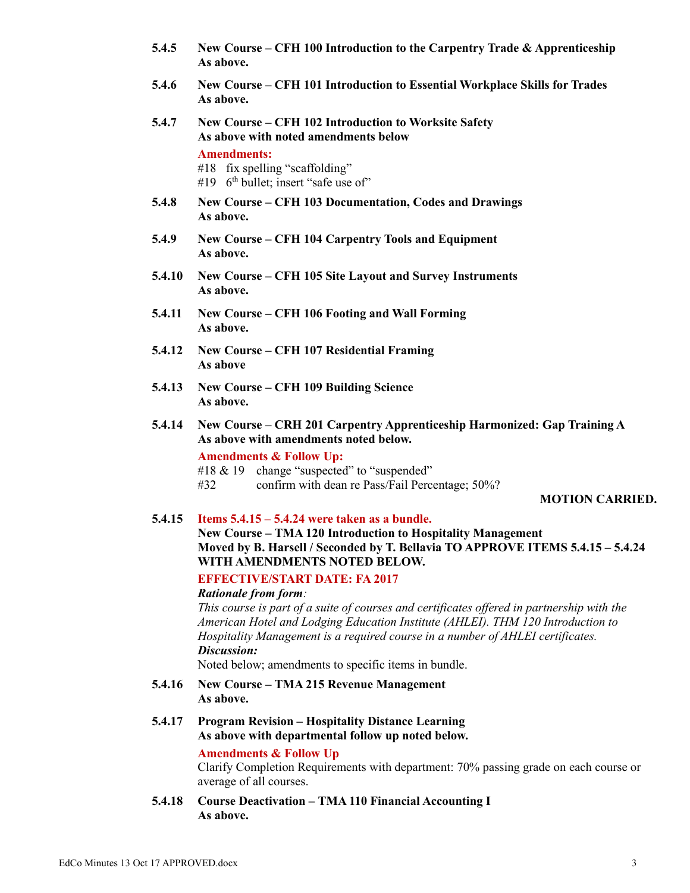**5.4.5 New Course – CFH 100 Introduction to the Carpentry Trade & Apprenticeship**
**As above.**

**5.4.6 New Course – CFH 101 Introduction to Essential Workplace Skills for Trades**
**As above.**

**5.4.7 New Course – CFH 102 Introduction to Worksite Safety**
**As above with noted amendments below**

**Amendments:**
#18 fix spelling "scaffolding"
#19 6th bullet; insert "safe use of"

**5.4.8 New Course – CFH 103 Documentation, Codes and Drawings**
**As above.**

**5.4.9 New Course – CFH 104 Carpentry Tools and Equipment**
**As above.**

**5.4.10 New Course – CFH 105 Site Layout and Survey Instruments**
**As above.**

**5.4.11 New Course – CFH 106 Footing and Wall Forming**
**As above.**

**5.4.12 New Course – CFH 107 Residential Framing**
**As above**

**5.4.13 New Course – CFH 109 Building Science**
**As above.**

**5.4.14 New Course – CRH 201 Carpentry Apprenticeship Harmonized: Gap Training A**
**As above with amendments noted below.**

**Amendments & Follow Up:**
#18 & 19 change "suspected" to "suspended"
#32 confirm with dean re Pass/Fail Percentage; 50%?

**MOTION CARRIED.**

**5.4.15 Items 5.4.15 – 5.4.24 were taken as a bundle.**
**New Course – TMA 120 Introduction to Hospitality Management**
**Moved by B. Harsell / Seconded by T. Bellavia TO APPROVE ITEMS 5.4.15 – 5.4.24 WITH AMENDMENTS NOTED BELOW.**

**EFFECTIVE/START DATE: FA 2017**

***Rationale from form*:**
*This course is part of a suite of courses and certificates offered in partnership with the American Hotel and Lodging Education Institute (AHLEI). THM 120 Introduction to Hospitality Management is a required course in a number of AHLEI certificates.*

***Discussion:***
Noted below; amendments to specific items in bundle.

**5.4.16 New Course – TMA 215 Revenue Management**
**As above.**

**5.4.17 Program Revision – Hospitality Distance Learning**
**As above with departmental follow up noted below.**

**Amendments & Follow Up**
Clarify Completion Requirements with department: 70% passing grade on each course or average of all courses.

**5.4.18 Course Deactivation – TMA 110 Financial Accounting I**
**As above.**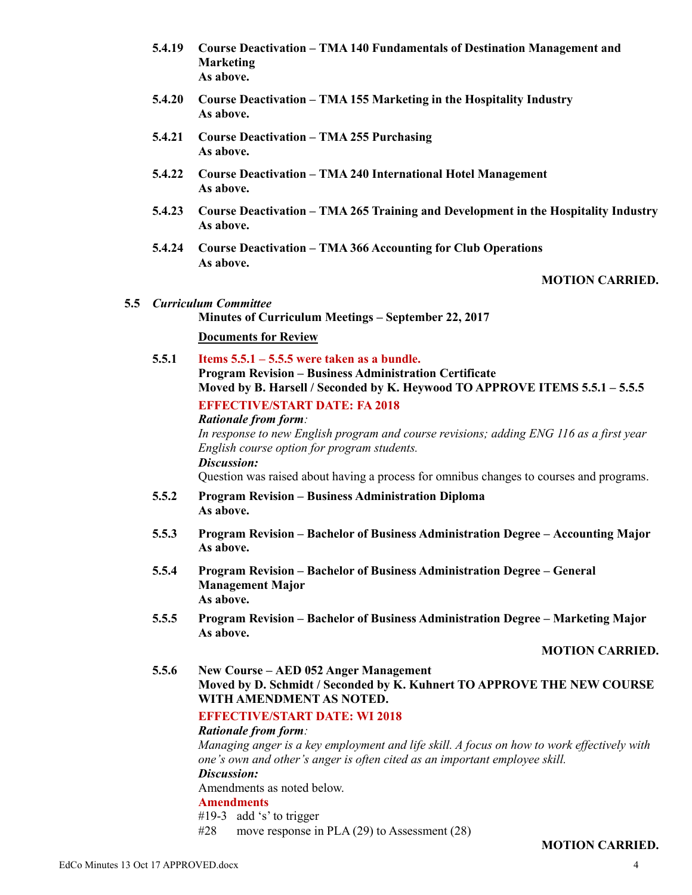**5.4.19 Course Deactivation – TMA 140 Fundamentals of Destination Management and Marketing**
**As above.**

**5.4.20 Course Deactivation – TMA 155 Marketing in the Hospitality Industry**
**As above.**

**5.4.21 Course Deactivation – TMA 255 Purchasing**
**As above.**

**5.4.22 Course Deactivation – TMA 240 International Hotel Management**
**As above.**

**5.4.23 Course Deactivation – TMA 265 Training and Development in the Hospitality Industry**
**As above.**

**5.4.24 Course Deactivation – TMA 366 Accounting for Club Operations**
**As above.**

**MOTION CARRIED.**

**5.5** ***Curriculum Committee***

**Minutes of Curriculum Meetings – September 22, 2017**

**Documents for Review**

**5.5.1 Items 5.5.1 – 5.5.5 were taken as a bundle.**
**Program Revision – Business Administration Certificate**
**Moved by B. Harsell / Seconded by K. Heywood TO APPROVE ITEMS 5.5.1 – 5.5.5**

**EFFECTIVE/START DATE: FA 2018**

***Rationale from form:***
*In response to new English program and course revisions; adding ENG 116 as a first year English course option for program students.*

***Discussion:***
Question was raised about having a process for omnibus changes to courses and programs.

**5.5.2 Program Revision – Business Administration Diploma**
**As above.**

**5.5.3 Program Revision – Bachelor of Business Administration Degree – Accounting Major**
**As above.**

**5.5.4 Program Revision – Bachelor of Business Administration Degree – General Management Major**
**As above.**

**5.5.5 Program Revision – Bachelor of Business Administration Degree – Marketing Major**
**As above.**

**MOTION CARRIED.**

**5.5.6 New Course – AED 052 Anger Management**
**Moved by D. Schmidt / Seconded by K. Kuhnert TO APPROVE THE NEW COURSE WITH AMENDMENT AS NOTED.**

**EFFECTIVE/START DATE: WI 2018**

***Rationale from form:***
*Managing anger is a key employment and life skill. A focus on how to work effectively with one's own and other's anger is often cited as an important employee skill.*

***Discussion:***
Amendments as noted below.

**Amendments**

#19-3 add 's' to trigger
#28 move response in PLA (29) to Assessment (28)

**MOTION CARRIED.**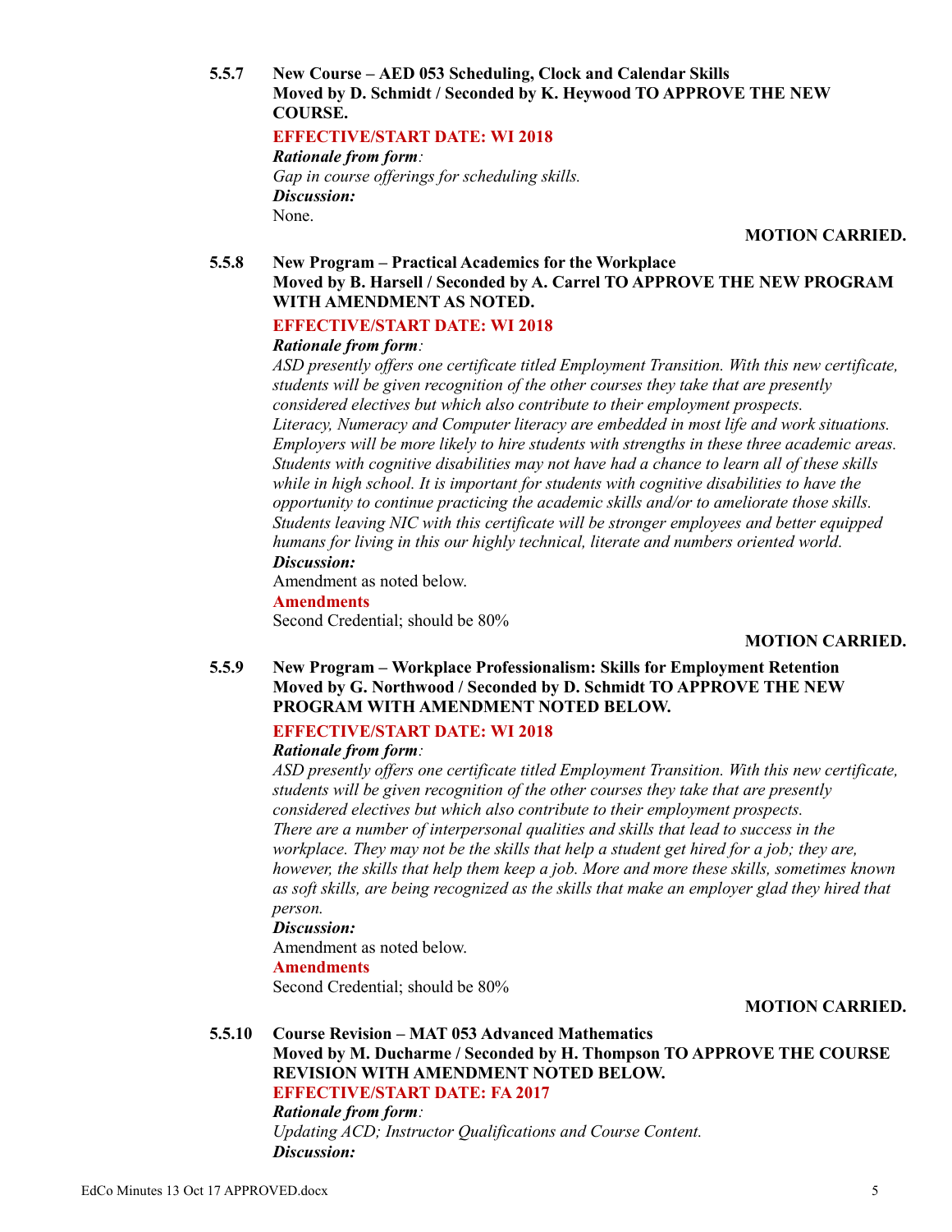**5.5.7 New Course – AED 053 Scheduling, Clock and Calendar Skills**
**Moved by D. Schmidt / Seconded by K. Heywood TO APPROVE THE NEW COURSE.**

**EFFECTIVE/START DATE: WI 2018**

***Rationale from form**:*
*Gap in course offerings for scheduling skills.*
***Discussion:***
None.

**MOTION CARRIED.**

**5.5.8 New Program – Practical Academics for the Workplace**
**Moved by B. Harsell / Seconded by A. Carrel TO APPROVE THE NEW PROGRAM WITH AMENDMENT AS NOTED.**

**EFFECTIVE/START DATE: WI 2018**

***Rationale from form**:*
*ASD presently offers one certificate titled Employment Transition. With this new certificate, students will be given recognition of the other courses they take that are presently considered electives but which also contribute to their employment prospects.*
*Literacy, Numeracy and Computer literacy are embedded in most life and work situations. Employers will be more likely to hire students with strengths in these three academic areas. Students with cognitive disabilities may not have had a chance to learn all of these skills while in high school. It is important for students with cognitive disabilities to have the opportunity to continue practicing the academic skills and/or to ameliorate those skills. Students leaving NIC with this certificate will be stronger employees and better equipped humans for living in this our highly technical, literate and numbers oriented world.*
***Discussion:***
Amendment as noted below.
**Amendments**
Second Credential; should be 80%

**MOTION CARRIED.**

**5.5.9 New Program – Workplace Professionalism: Skills for Employment Retention**
**Moved by G. Northwood / Seconded by D. Schmidt TO APPROVE THE NEW PROGRAM WITH AMENDMENT NOTED BELOW.**

**EFFECTIVE/START DATE: WI 2018**

***Rationale from form**:*
*ASD presently offers one certificate titled Employment Transition. With this new certificate, students will be given recognition of the other courses they take that are presently considered electives but which also contribute to their employment prospects.*
*There are a number of interpersonal qualities and skills that lead to success in the workplace. They may not be the skills that help a student get hired for a job; they are, however, the skills that help them keep a job. More and more these skills, sometimes known as soft skills, are being recognized as the skills that make an employer glad they hired that person.*
***Discussion:***
Amendment as noted below.
**Amendments**
Second Credential; should be 80%

**MOTION CARRIED.**

**5.5.10 Course Revision – MAT 053 Advanced Mathematics**
**Moved by M. Ducharme / Seconded by H. Thompson TO APPROVE THE COURSE REVISION WITH AMENDMENT NOTED BELOW.**
**EFFECTIVE/START DATE: FA 2017**
***Rationale from form**:*
*Updating ACD; Instructor Qualifications and Course Content.*
***Discussion:***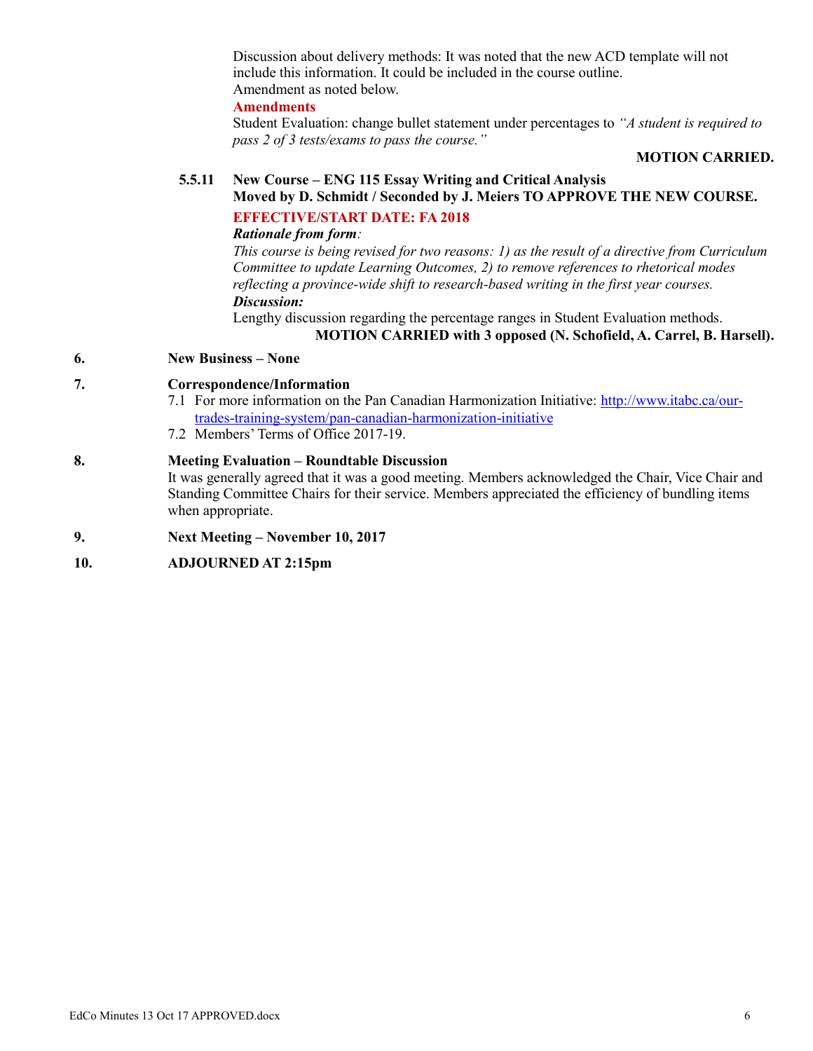Discussion about delivery methods: It was noted that the new ACD template will not include this information. It could be included in the course outline.
Amendment as noted below.

**Amendments**

Student Evaluation: change bullet statement under percentages to *"A student is required to pass 2 of 3 tests/exams to pass the course."*

**MOTION CARRIED.**

**5.5.11 New Course – ENG 115 Essay Writing and Critical Analysis**
**Moved by D. Schmidt / Seconded by J. Meiers TO APPROVE THE NEW COURSE.**

**EFFECTIVE/START DATE: FA 2018**

***Rationale from form**:*

*This course is being revised for two reasons: 1) as the result of a directive from Curriculum Committee to update Learning Outcomes, 2) to remove references to rhetorical modes reflecting a province-wide shift to research-based writing in the first year courses.*

***Discussion:***

Lengthy discussion regarding the percentage ranges in Student Evaluation methods.

**MOTION CARRIED with 3 opposed (N. Schofield, A. Carrel, B. Harsell).**

## 6. New Business – None

## 7. Correspondence/Information

7.1 For more information on the Pan Canadian Harmonization Initiative: [http://www.itabc.ca/our-trades-training-system/pan-canadian-harmonization-initiative](http://www.itabc.ca/our-trades-training-system/pan-canadian-harmonization-initiative)

7.2 Members' Terms of Office 2017-19.

## 8. Meeting Evaluation – Roundtable Discussion

It was generally agreed that it was a good meeting. Members acknowledged the Chair, Vice Chair and Standing Committee Chairs for their service. Members appreciated the efficiency of bundling items when appropriate.

## 9. Next Meeting – November 10, 2017

## 10. ADJOURNED AT 2:15pm